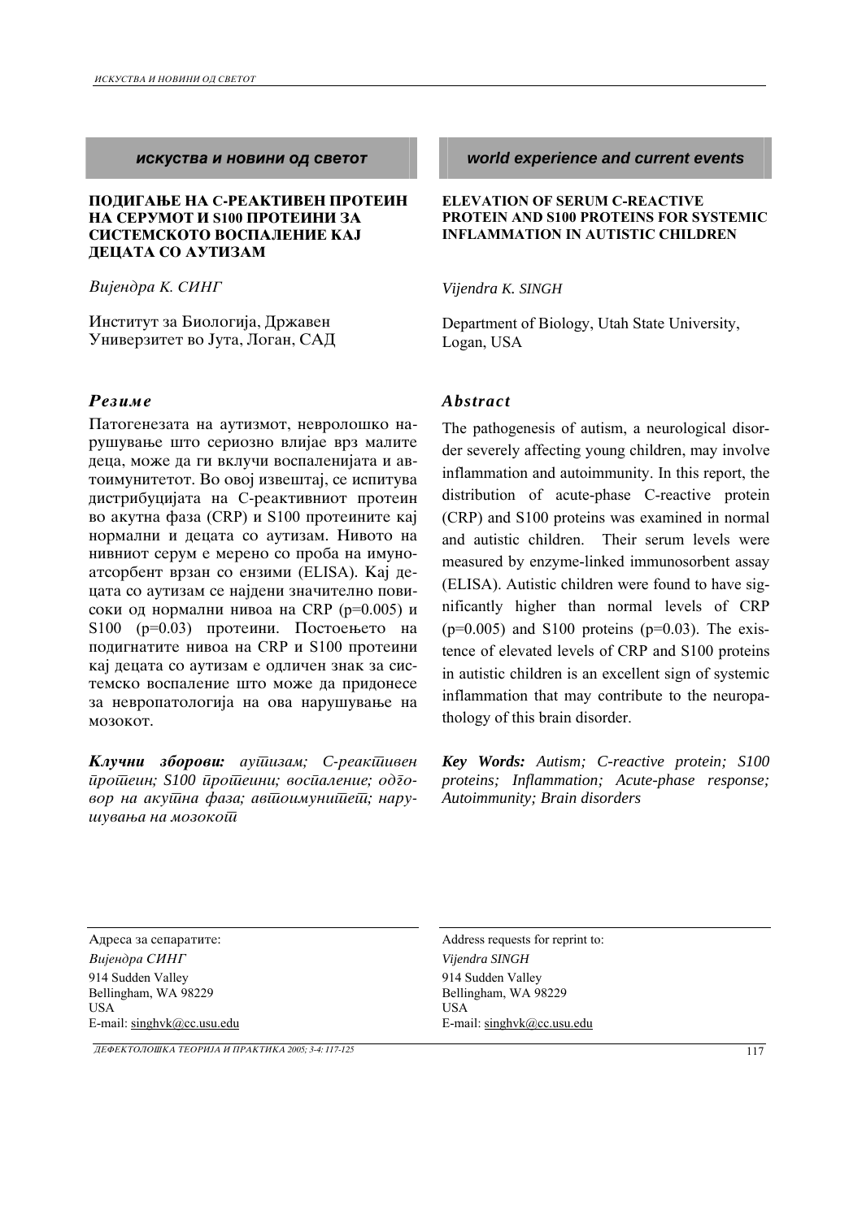**искуства и новини од светот**

# ПОДИГАЊЕ НА С-РЕАКТИВЕН ПРОТЕИН НА СЕРУМОТ И S100 ПРОТЕИНИ ЗА СИСТЕМСКОТО ВОСПАЛЕНИЕ КАЈ ДЕЦАТА СО АУТИЗАМ

*Вијендра К. СИНГ*

Институт за Биологија, Државен Универзитет во Јута, Логан, САД

## *Резиме*

Патогенезата на аутизмот, невролошко нарушување што сериозно влијае врз малите деца, може да ги вклучи воспаленијата и автоимунитетот. Во овој извештај, се испитува дистрибуцијата на С-реактивниот протеин во акутна фаза (CRP) и S100 протеините кај нормални и децата со аутизам. Нивото на нивниот серум е мерено со проба на имуноатсорбент врзан со ензими (ELISA). Кај децата со аутизам се најдени значително повисоки од нормални нивоа на CRP ($p=0.005$) и S100 ($p=0.03$) протеини. Постоењето на подигнатите нивоа на CRP и S100 протеини кај децата со аутизам е одличен знак за системско воспаление што може да придонесе за невропатологија на ова нарушување на мозокот.

***Клучни зборови:*** *аутизам; С-реактивен протеин; S100 протеини; воспаление; одговор на акутна фаза; автоимунитет; нарушувања на мозокот*

Адреса за сепаратите:
*Вијендра СИНГ*
914 Sudden Valley
Bellingham, WA 98229
USA
E-mail: singhvk@cc.usu.edu

**world experience and current events**

# ELEVATION OF SERUM C-REACTIVE PROTEIN AND S100 PROTEINS FOR SYSTEMIC INFLAMMATION IN AUTISTIC CHILDREN

*Vijendra K. SINGH*

Department of Biology, Utah State University, Logan, USA

## *Abstract*

The pathogenesis of autism, a neurological disorder severely affecting young children, may involve inflammation and autoimmunity. In this report, the distribution of acute-phase C-reactive protein (CRP) and S100 proteins was examined in normal and autistic children. Their serum levels were measured by enzyme-linked immunosorbent assay (ELISA). Autistic children were found to have significantly higher than normal levels of CRP ($p=0.005$) and S100 proteins ($p=0.03$). The existence of elevated levels of CRP and S100 proteins in autistic children is an excellent sign of systemic inflammation that may contribute to the neuropathology of this brain disorder.

***Key Words:*** *Autism; C-reactive protein; S100 proteins; Inflammation; Acute-phase response; Autoimmunity; Brain disorders*

Address requests for reprint to:
*Vijendra SINGH*
914 Sudden Valley
Bellingham, WA 98229
USA
E-mail: singhvk@cc.usu.edu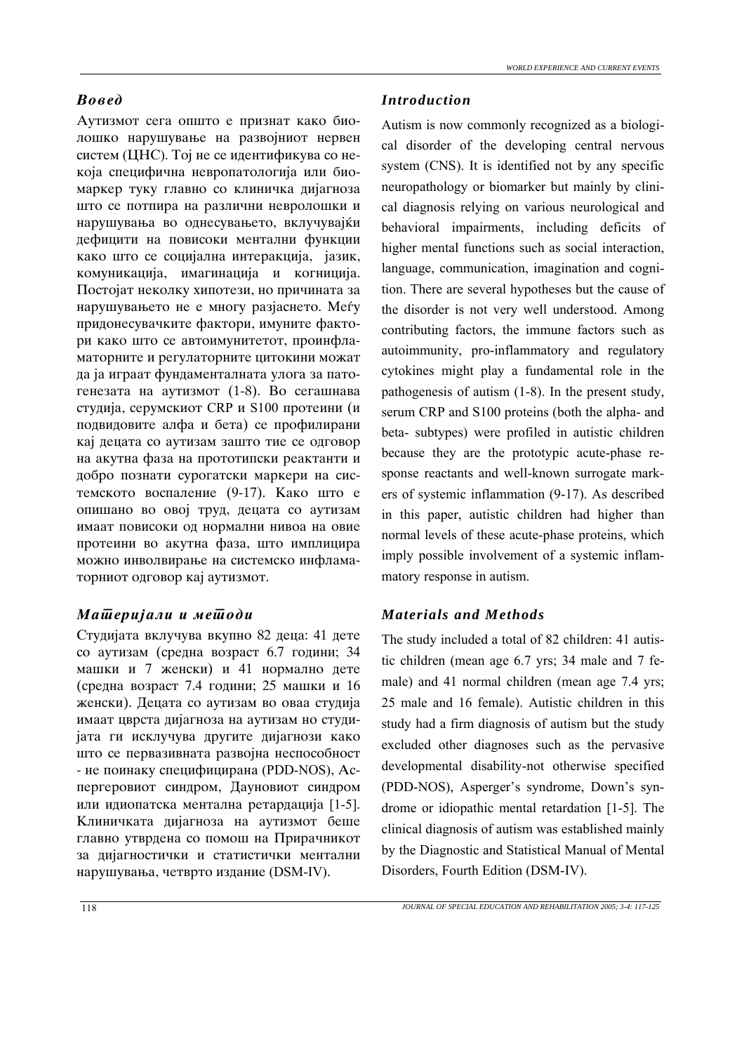## *Вовед*

Аутизмот сега општо е признат како биолошко нарушување на развојниот нервен систем (ЦНС). Тој не се идентификува со некоја специфична невропатологија или биомаркер туку главно со клиничка дијагноза што се потпира на различни невролошки и нарушувања во однесувањето, вклучувајќи дефицити на повисоки ментални функции како што се социјална интеракција, јазик, комуникација, имагинација и когниција. Постојат неколку хипотези, но причината за нарушувањето не е многу разјаснето. Меѓу придонесувачките фактори, имуните фактори како што се автоимунитетот, проинфламаторните и регулаторните цитокини можат да ја играат фундаменталната улога за патогенезата на аутизмот (1-8). Во сегашнава студија, серумскиот CRP и S100 протеини (и подвидовите алфа и бета) се профилирани кај децата со аутизам зашто тие се одговор на акутна фаза на прототипски реактанти и добро познати сурогатски маркери на системското воспаление (9-17). Како што е опишано во овој труд, децата со аутизам имаат повисоки од нормални нивоа на овие протеини во акутна фаза, што имплицира можно инволвирање на системско инфламаторниот одговор кај аутизмот.

## *Материјали и методи*

Студијата вклучува вкупно 82 деца: 41 дете со аутизам (средна возраст 6.7 години; 34 машки и 7 женски) и 41 нормално дете (средна возраст 7.4 години; 25 машки и 16 женски). Децата со аутизам во оваа студија имаат цврста дијагноза на аутизам но студијата ги исклучува другите дијагнози како што се первазивната развојна неспособност - не поинаку специфицирана (PDD-NOS), Аспергеровиот синдром, Дауновиот синдром или идиопатска ментална ретардација [1-5]. Клиничката дијагноза на аутизмот беше главно утврдена со помош на Прирачникот за дијагностички и статистички ментални нарушувања, четврто издание (DSM-IV).

## *Introduction*

Autism is now commonly recognized as a biological disorder of the developing central nervous system (CNS). It is identified not by any specific neuropathology or biomarker but mainly by clinical diagnosis relying on various neurological and behavioral impairments, including deficits of higher mental functions such as social interaction, language, communication, imagination and cognition. There are several hypotheses but the cause of the disorder is not very well understood. Among contributing factors, the immune factors such as autoimmunity, pro-inflammatory and regulatory cytokines might play a fundamental role in the pathogenesis of autism (1-8). In the present study, serum CRP and S100 proteins (both the alpha- and beta- subtypes) were profiled in autistic children because they are the prototypic acute-phase response reactants and well-known surrogate markers of systemic inflammation (9-17). As described in this paper, autistic children had higher than normal levels of these acute-phase proteins, which imply possible involvement of a systemic inflammatory response in autism.

## *Materials and Methods*

The study included a total of 82 children: 41 autistic children (mean age 6.7 yrs; 34 male and 7 female) and 41 normal children (mean age 7.4 yrs; 25 male and 16 female). Autistic children in this study had a firm diagnosis of autism but the study excluded other diagnoses such as the pervasive developmental disability-not otherwise specified (PDD-NOS), Asperger's syndrome, Down's syndrome or idiopathic mental retardation [1-5]. The clinical diagnosis of autism was established mainly by the Diagnostic and Statistical Manual of Mental Disorders, Fourth Edition (DSM-IV).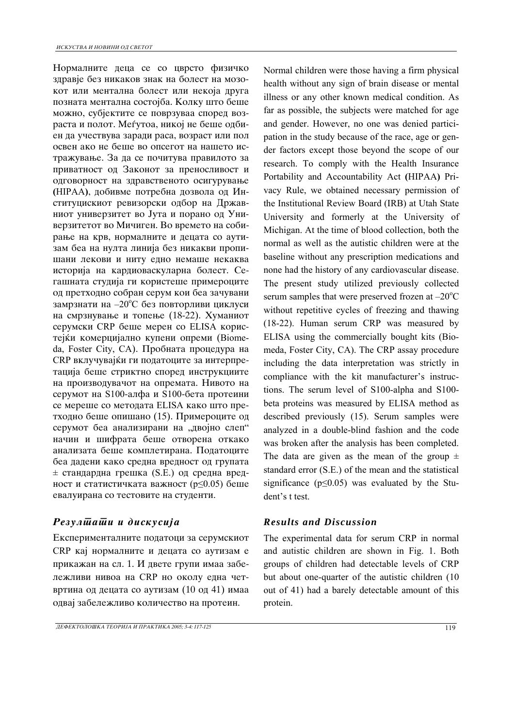Нормалните деца се со цврсто физичко здравје без никаков знак на болест на мозокот или ментална болест или некоја друга позната ментална состојба. Колку што беше можно, субјектите се поврзуваа според возраста и полот. Меѓутоа, никој не беше одбиен да учествува заради раса, возраст или пол освен ако не беше во опсегот на нашето истражување. За да се почитува правилото за приватност од Законот за преносливост и одговорност на здравственото осигурување **(**HIPAA**)**, добивме потребна дозвола од Институцискиот ревизорски одбор на Државниот универзитет во Јута и порано од Универзитетот во Мичиген. Во времето на собирање на крв, нормалните и децата со аутизам беа на нулта линија без никакви пропишани лекови и ниту едно немаше некаква историја на кардиоваскуларна болест. Сегашната студија ги користеше примероците од претходно собран серум кои беа зачувани замрзнати на $-20^{o}C$ без повторливи циклуси на смрзнување и топење (18-22). Хуманиот серумски CRP беше мерен со ELISA користејќи комерцијално купени опреми (Biomeda, Foster City, CA). Пробната процедура на CRP вклучувајќи ги податоците за интерпретација беше стриктно според инструкциите на производувачот на опремата. Нивото на серумот на S100-алфа и S100-бета протеини се мереше со методата ELISA како што претходно беше опишано (15). Примероците од серумот беа анализирани на „двојно слеп" начин и шифрата беше отворена откако анализата беше комплетирана. Податоците беа дадени како средна вредност од групата ± стандардна грешка (S.E.) од средна вредност и статистичката важност ($p \leq 0.05$) беше евалуирана со тестовите на студенти.

## *Резултати и дискусија*

Експерименталните податоци за серумскиот CRP кај нормалните и децата со аутизам е прикажан на сл. 1. И двете групи имаа забележливи нивоа на CRP но околу една четвртина од децата со аутизам (10 од 41) имаа одвај забележливо количество на протеин.

Normal children were those having a firm physical health without any sign of brain disease or mental illness or any other known medical condition. As far as possible, the subjects were matched for age and gender. However, no one was denied participation in the study because of the race, age or gender factors except those beyond the scope of our research. To comply with the Health Insurance Portability and Accountability Act **(**HIPAA**)** Privacy Rule, we obtained necessary permission of the Institutional Review Board (IRB) at Utah State University and formerly at the University of Michigan. At the time of blood collection, both the normal as well as the autistic children were at the baseline without any prescription medications and none had the history of any cardiovascular disease. The present study utilized previously collected serum samples that were preserved frozen at $-20^{o}C$ without repetitive cycles of freezing and thawing (18-22). Human serum CRP was measured by ELISA using the commercially bought kits (Biomeda, Foster City, CA). The CRP assay procedure including the data interpretation was strictly in compliance with the kit manufacturer's instructions. The serum level of S100-alpha and S100-beta proteins was measured by ELISA method as described previously (15). Serum samples were analyzed in a double-blind fashion and the code was broken after the analysis has been completed. The data are given as the mean of the group ± standard error (S.E.) of the mean and the statistical significance ($p \leq 0.05$) was evaluated by the Student's t test.

## *Results and Discussion*

The experimental data for serum CRP in normal and autistic children are shown in Fig. 1. Both groups of children had detectable levels of CRP but about one-quarter of the autistic children (10 out of 41) had a barely detectable amount of this protein.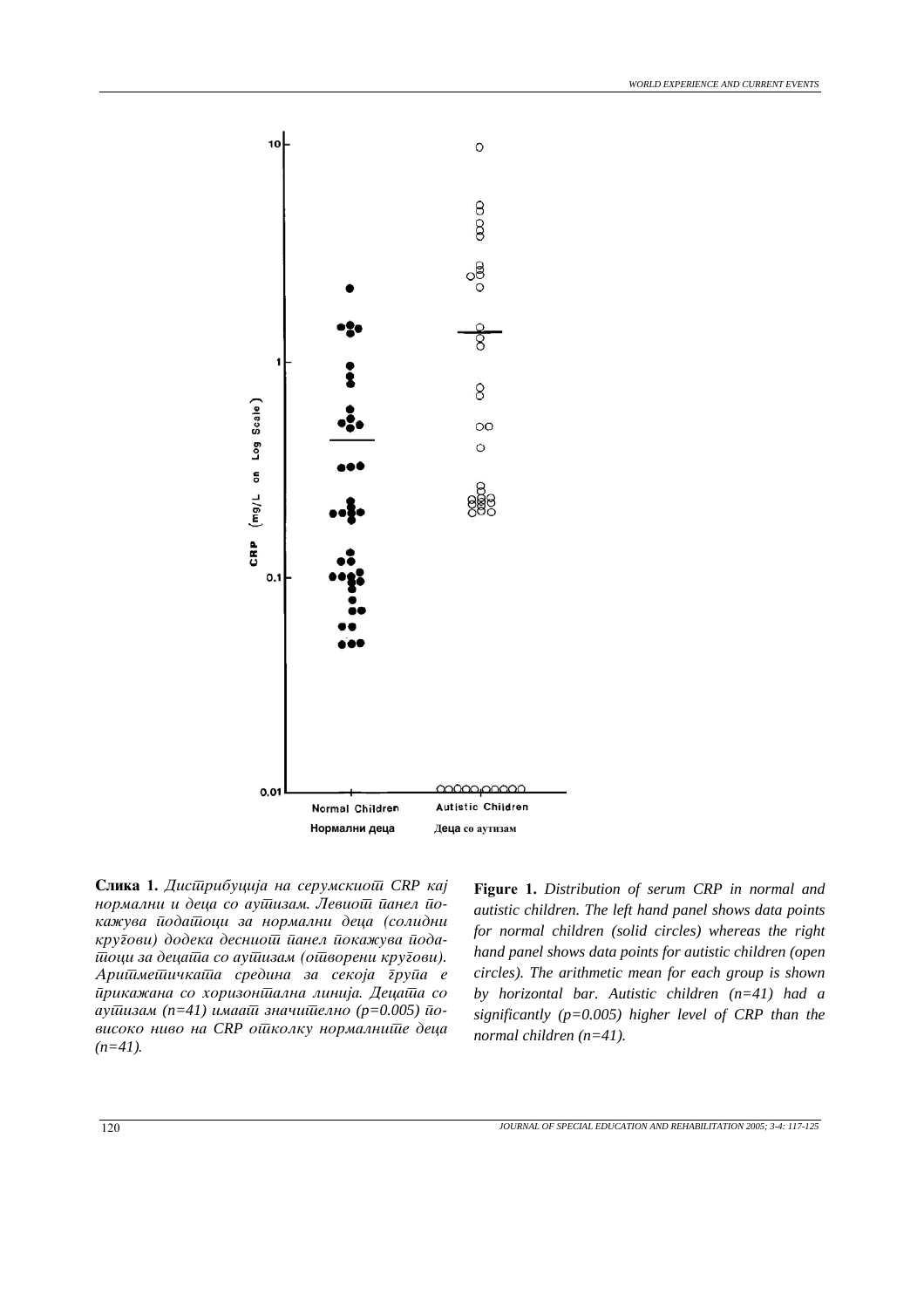**Слика 1.** *Дистрибуција на серумскиот CRP кај нормални и деца со аутизам. Левиот панел покажува податоци за нормални деца (солидни кругови) додека десниот панел покажува податоци за децата со аутизам (отворени кругови). Аритметичката средина за секоја група е прикажана со хоризонтална линија. Децата со аутизам (n=41) имаат значително (p=0.005) повисоко ниво на CRP отколку нормалните деца (n=41).*

**Figure 1.** *Distribution of serum CRP in normal and autistic children. The left hand panel shows data points for normal children (solid circles) whereas the right hand panel shows data points for autistic children (open circles). The arithmetic mean for each group is shown by horizontal bar. Autistic children (n=41) had a significantly (p=0.005) higher level of CRP than the normal children (n=41).*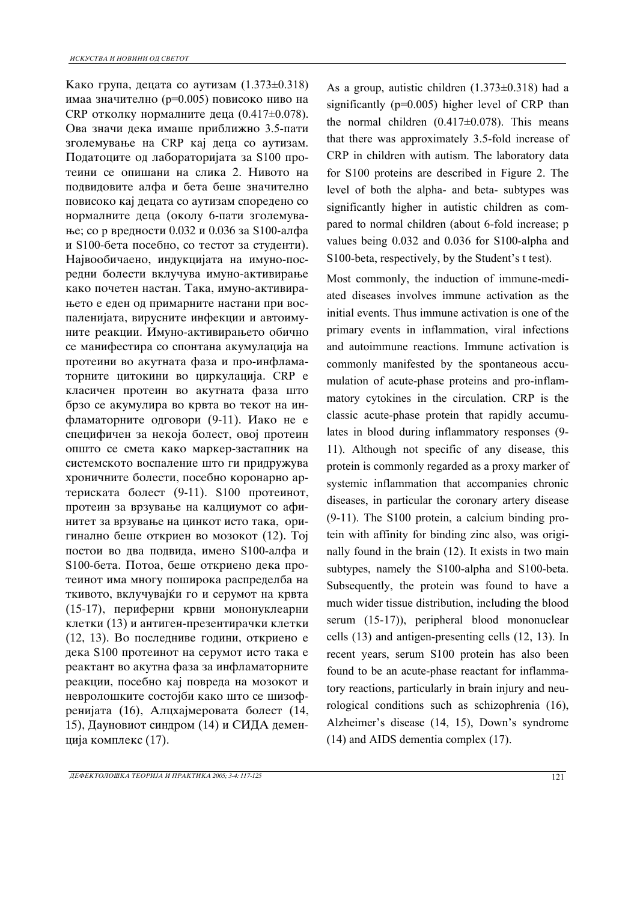Како група, децата со аутизам (1.373±0.318) имаа значително (p=0.005) повисоко ниво на CRP отколку нормалните деца (0.417±0.078). Ова значи дека имаше приближно 3.5-пати зголемување на CRP кај деца со аутизам. Податоците од лабораторијата за S100 протеини се опишани на слика 2. Нивото на подвидовите алфа и бета беше значително повисоко кај децата со аутизам споредено со нормалните деца (околу 6-пати зголемување; со p вредности 0.032 и 0.036 за S100-алфа и S100-бета посебно, со тестот за студенти). Највообичаено, индукцијата на имуно-посредни болести вклучува имуно-активирање како почетен настан. Така, имуно-активирањето е еден од примарните настани при воспаленијата, вирусните инфекции и автоимуните реакции. Имуно-активирањето обично се манифестира со спонтана акумулација на протеини во акутната фаза и про-инфламаторните цитокини во циркулација. CRP е класичен протеин во акутната фаза што брзо се акумулира во крвта во текот на инфламаторните одговори (9-11). Иако не е специфичен за некоја болест, овој протеин општо се смета како маркер-застапник на системското воспаление што ги придружува хроничните болести, посебно коронарно артериската болест (9-11). S100 протеинот, протеин за врзување на калциумот со афинитет за врзување на цинкот исто така, оригинално беше откриен во мозокот (12). Тој постои во два подвида, имено S100-алфа и S100-бета. Потоа, беше откриено дека протеинот има многу поширока распределба на ткивото, вклучувајќи го и серумот на крвта (15-17), периферни крвни мононуклеарни клетки (13) и антиген-презентирачки клетки (12, 13). Во последниве години, откриено е дека S100 протеинот на серумот исто така е реактант во акутна фаза за инфламаторните реакции, посебно кај повреда на мозокот и невролошките состојби како што се шизофренијата (16), Алцхајмеровата болест (14, 15), Дауновиот синдром (14) и СИДА деменција комплекс (17).

As a group, autistic children (1.373±0.318) had a significantly (p=0.005) higher level of CRP than the normal children (0.417±0.078). This means that there was approximately 3.5-fold increase of CRP in children with autism. The laboratory data for S100 proteins are described in Figure 2. The level of both the alpha- and beta- subtypes was significantly higher in autistic children as compared to normal children (about 6-fold increase; p values being 0.032 and 0.036 for S100-alpha and S100-beta, respectively, by the Student's t test).

Most commonly, the induction of immune-mediated diseases involves immune activation as the initial events. Thus immune activation is one of the primary events in inflammation, viral infections and autoimmune reactions. Immune activation is commonly manifested by the spontaneous accumulation of acute-phase proteins and pro-inflammatory cytokines in the circulation. CRP is the classic acute-phase protein that rapidly accumulates in blood during inflammatory responses (9-11). Although not specific of any disease, this protein is commonly regarded as a proxy marker of systemic inflammation that accompanies chronic diseases, in particular the coronary artery disease (9-11). The S100 protein, a calcium binding protein with affinity for binding zinc also, was originally found in the brain (12). It exists in two main subtypes, namely the S100-alpha and S100-beta. Subsequently, the protein was found to have a much wider tissue distribution, including the blood serum (15-17)), peripheral blood mononuclear cells (13) and antigen-presenting cells (12, 13). In recent years, serum S100 protein has also been found to be an acute-phase reactant for inflammatory reactions, particularly in brain injury and neurological conditions such as schizophrenia (16), Alzheimer's disease (14, 15), Down's syndrome (14) and AIDS dementia complex (17).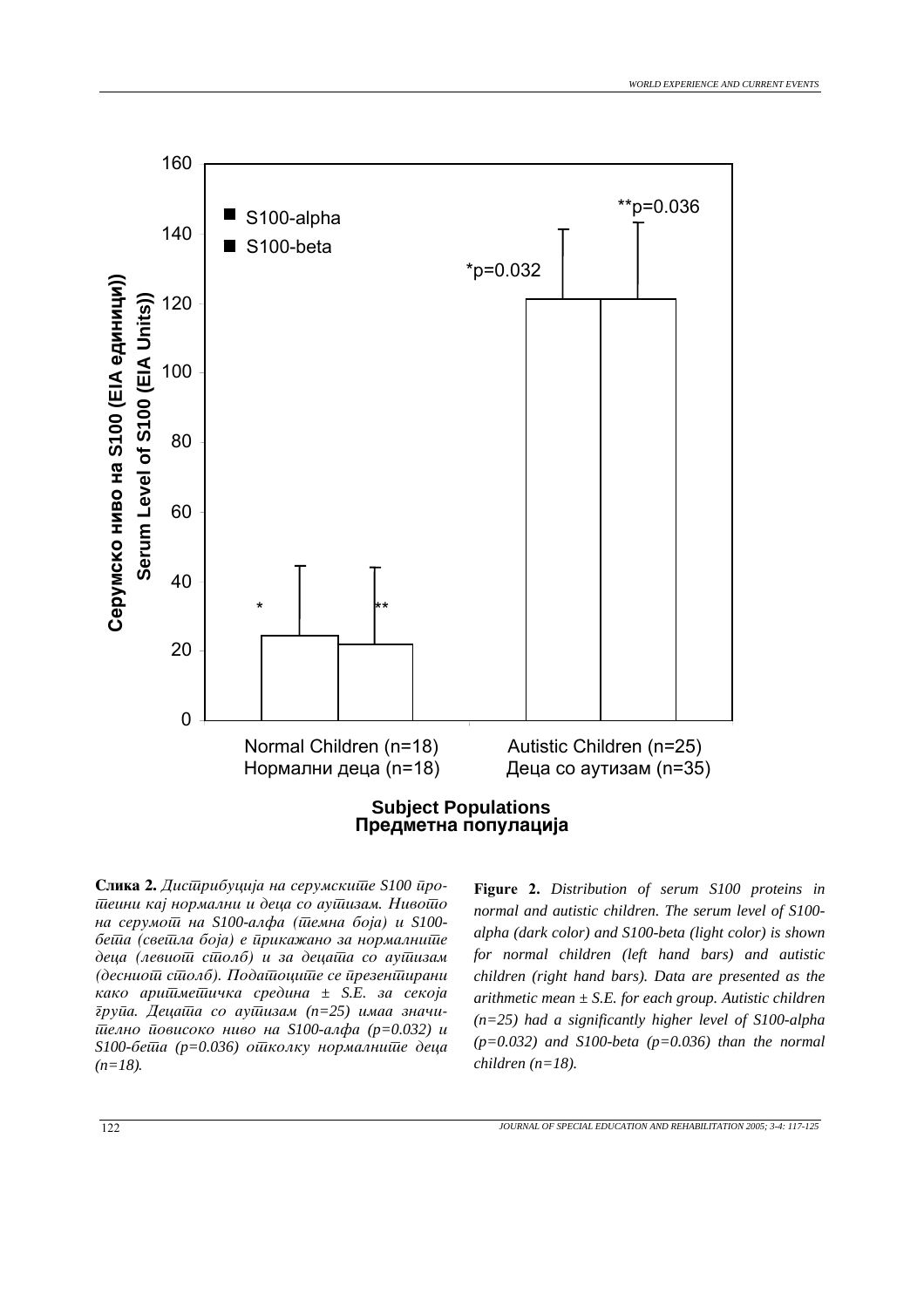**Слика 2.** *Дистрибуција на серумските S100 протеини кај нормални и деца со аутизам. Нивото на серумот на S100-алфа (темна боја) и S100-бета (светла боја) е прикажано за нормалните деца (левиот столб) и за децата со аутизам (десниот столб). Податоците се презентирани како аритметичка средина ± S.E. за секоја група. Децата со аутизам (n=25) имаа значително повисоко ниво на S100-алфа (p=0.032) и S100-бета (p=0.036) отколку нормалните деца (n=18).*

**Figure 2.** *Distribution of serum S100 proteins in normal and autistic children. The serum level of S100-alpha (dark color) and S100-beta (light color) is shown for normal children (left hand bars) and autistic children (right hand bars). Data are presented as the arithmetic mean ± S.E. for each group. Autistic children (n=25) had a significantly higher level of S100-alpha (p=0.032) and S100-beta (p=0.036) than the normal children (n=18).*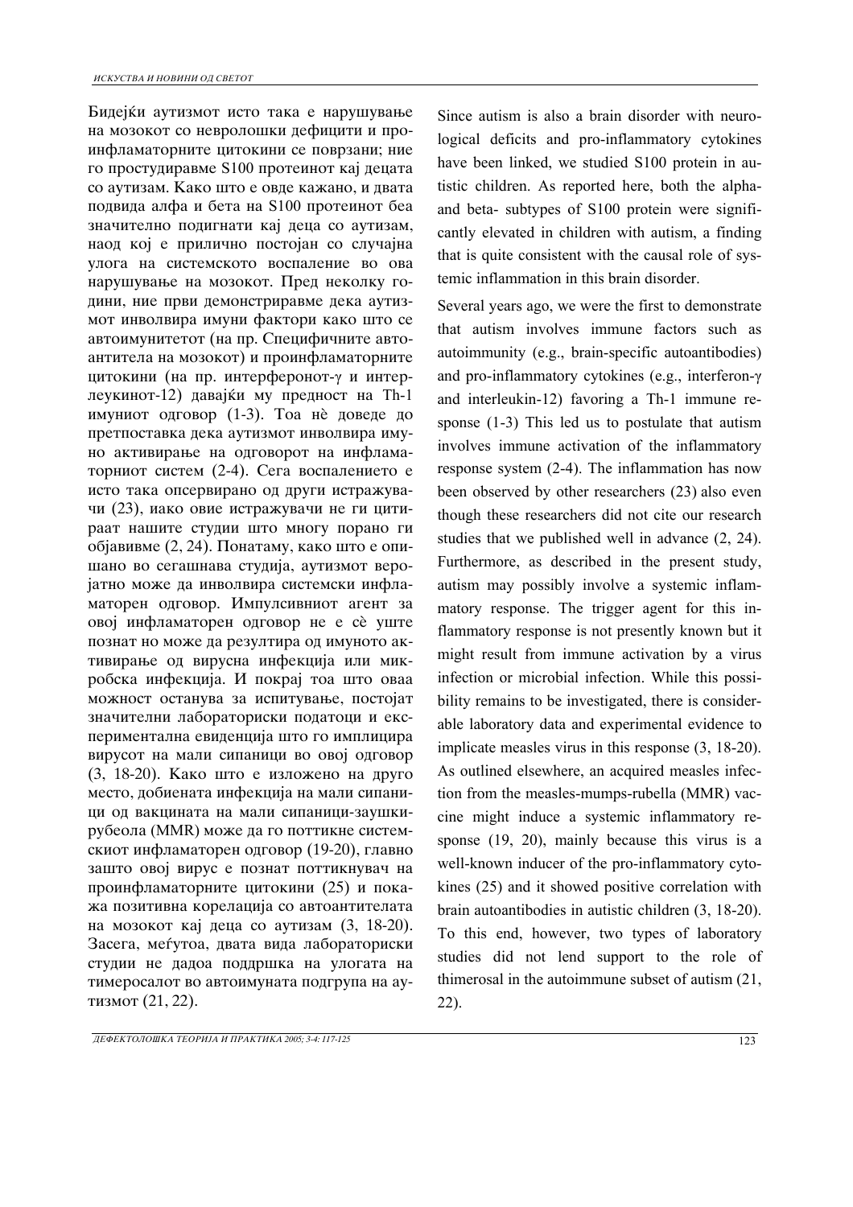Бидејќи аутизмот исто така е нарушување на мозокот со невролошки дефицити и проинфламаторните цитокини се поврзани; ние го простудиравме S100 протеинот кај децата со аутизам. Како што е овде кажано, и двата подвида алфа и бета на S100 протеинот беа значително подигнати кај деца со аутизам, наод кој е прилично постојан со случајна улога на системското воспаление во ова нарушување на мозокот. Пред неколку години, ние први демонстриравме дека аутизмот инволвира имуни фактори како што се автоимунитетот (на пр. Специфичните автоантитела на мозокот) и проинфламаторните цитокини (на пр. интерферонот-γ и интерлеукинот-12) давајќи му предност на Th-1 имуниот одговор (1-3). Тоа нè доведе до претпоставка дека аутизмот инволвира имуно активирање на одговорот на инфламаторниот систем (2-4). Сега воспалението е исто така опсервирано од други истражувачи (23), иако овие истражувачи не ги цитираат нашите студии што многу порано ги објавивме (2, 24). Понатаму, како што е опишано во сегашнава студија, аутизмот веројатно може да инволвира системски инфламаторен одговор. Импулсивниот агент за овој инфламаторен одговор не е сè уште познат но може да резултира од имуното активирање од вирусна инфекција или микробска инфекција. И покрај тоа што оваа можност останува за испитување, постојат значителни лабораториски податоци и експериментална евиденција што го имплицира вирусот на мали сипаници во овој одговор (3, 18-20). Како што е изложено на друго место, добиената инфекција на мали сипаници од вакцината на мали сипаници-заушки-рубеола (MMR) може да го поттикне системскиот инфламаторен одговор (19-20), главно зашто овој вирус е познат поттикнувач на проинфламаторните цитокини (25) и покажа позитивна корелација со автоантителата на мозокот кај деца со аутизам (3, 18-20). Засега, меѓутоа, двата вида лабораториски студии не дадоа поддршка на улогата на тимеросалот во автоимуната подгрупа на аутизмот (21, 22).

Since autism is also a brain disorder with neurological deficits and pro-inflammatory cytokines have been linked, we studied S100 protein in autistic children. As reported here, both the alpha- and beta- subtypes of S100 protein were significantly elevated in children with autism, a finding that is quite consistent with the causal role of systemic inflammation in this brain disorder.

Several years ago, we were the first to demonstrate that autism involves immune factors such as autoimmunity (e.g., brain-specific autoantibodies) and pro-inflammatory cytokines (e.g., interferon-γ and interleukin-12) favoring a Th-1 immune response (1-3) This led us to postulate that autism involves immune activation of the inflammatory response system (2-4). The inflammation has now been observed by other researchers (23) also even though these researchers did not cite our research studies that we published well in advance (2, 24). Furthermore, as described in the present study, autism may possibly involve a systemic inflammatory response. The trigger agent for this inflammatory response is not presently known but it might result from immune activation by a virus infection or microbial infection. While this possibility remains to be investigated, there is considerable laboratory data and experimental evidence to implicate measles virus in this response (3, 18-20). As outlined elsewhere, an acquired measles infection from the measles-mumps-rubella (MMR) vaccine might induce a systemic inflammatory response (19, 20), mainly because this virus is a well-known inducer of the pro-inflammatory cytokines (25) and it showed positive correlation with brain autoantibodies in autistic children (3, 18-20). To this end, however, two types of laboratory studies did not lend support to the role of thimerosal in the autoimmune subset of autism (21, 22).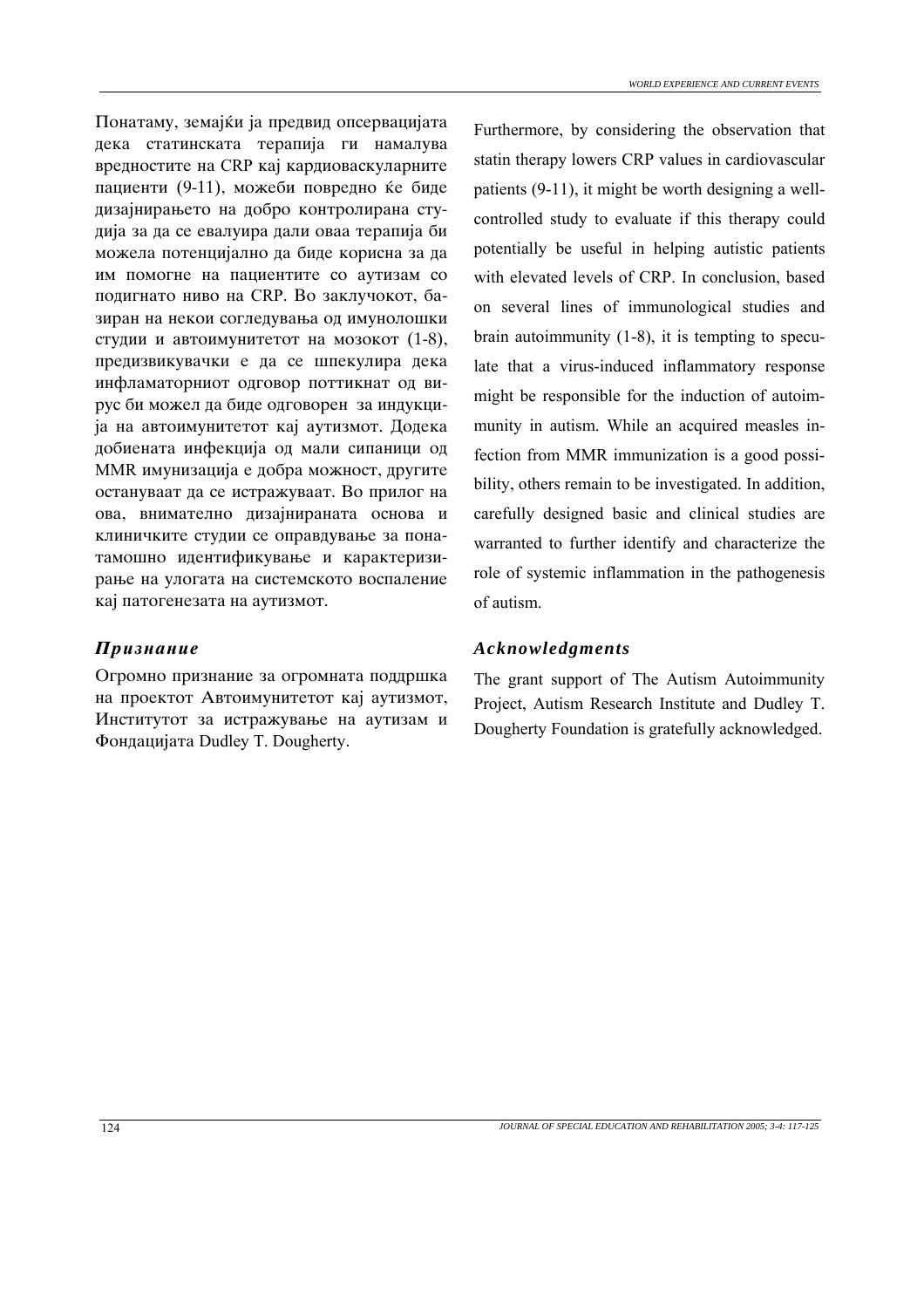Понатаму, земајќи ја предвид опсервацијата дека статинската терапија ги намалува вредностите на CRP кај кардиоваскуларните пациенти (9-11), можеби повредно ќе биде дизајнирањето на добро контролирана студија за да се евалуира дали оваа терапија би можела потенцијално да биде корисна за да им помогне на пациентите со аутизам со подигнато ниво на CRP. Во заклучокот, базиран на некои согледувања од имунолошки студии и автоимунитетот на мозокот (1-8), предизвикувачки е да се шпекулира дека инфламаторниот одговор поттикнат од вирус би можел да биде одговорен за индукција на автоимунитетот кај аутизмот. Додека добиената инфекција од мали сипаници од MMR имунизација е добра можност, другите остануваат да се истражуваат. Во прилог на ова, внимателно дизајнираната основа и клиничките студии се оправдување за понатамошно идентификување и карактеризирање на улогата на системското воспаление кај патогенезата на аутизмот.

## *Признание*

Огромно признание за огромната поддршка на проектот Автоимунитетот кај аутизмот, Институтот за истражување на аутизам и Фондацијата Dudley T. Dougherty.

Furthermore, by considering the observation that statin therapy lowers CRP values in cardiovascular patients (9-11), it might be worth designing a well-controlled study to evaluate if this therapy could potentially be useful in helping autistic patients with elevated levels of CRP. In conclusion, based on several lines of immunological studies and brain autoimmunity (1-8), it is tempting to speculate that a virus-induced inflammatory response might be responsible for the induction of autoimmunity in autism. While an acquired measles infection from MMR immunization is a good possibility, others remain to be investigated. In addition, carefully designed basic and clinical studies are warranted to further identify and characterize the role of systemic inflammation in the pathogenesis of autism.

## *Acknowledgments*

The grant support of The Autism Autoimmunity Project, Autism Research Institute and Dudley T. Dougherty Foundation is gratefully acknowledged.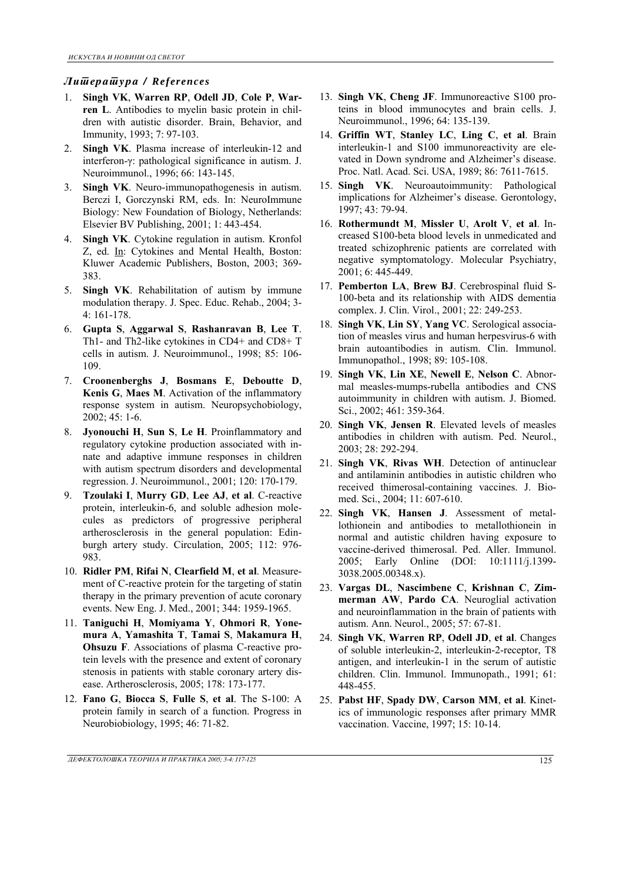## *Литература / References*

1. **Singh VK**, **Warren RP**, **Odell JD**, **Cole P**, **Warren L**. Antibodies to myelin basic protein in children with autistic disorder. Brain, Behavior, and Immunity, 1993; 7: 97-103.
2. **Singh VK**. Plasma increase of interleukin-12 and interferon-γ: pathological significance in autism. J. Neuroimmunol., 1996; 66: 143-145.
3. **Singh VK**. Neuro-immunopathogenesis in autism. Berczi I, Gorczynski RM, eds. In: NeuroImmune Biology: New Foundation of Biology, Netherlands: Elsevier BV Publishing, 2001; 1: 443-454.
4. **Singh VK**. Cytokine regulation in autism. Kronfol Z, ed. In: Cytokines and Mental Health, Boston: Kluwer Academic Publishers, Boston, 2003; 369-383.
5. **Singh VK**. Rehabilitation of autism by immune modulation therapy. J. Spec. Educ. Rehab., 2004; 3-4: 161-178.
6. **Gupta S**, **Aggarwal S**, **Rashanravan B**, **Lee T**. Th1- and Th2-like cytokines in CD4+ and CD8+ T cells in autism. J. Neuroimmunol., 1998; 85: 106-109.
7. **Croonenberghs J**, **Bosmans E**, **Deboutte D**, **Kenis G**, **Maes M**. Activation of the inflammatory response system in autism. Neuropsychobiology, 2002; 45: 1-6.
8. **Jyonouchi H**, **Sun S**, **Le H**. Proinflammatory and regulatory cytokine production associated with innate and adaptive immune responses in children with autism spectrum disorders and developmental regression. J. Neuroimmunol., 2001; 120: 170-179.
9. **Tzoulaki I**, **Murry GD**, **Lee AJ**, **et al**. C-reactive protein, interleukin-6, and soluble adhesion molecules as predictors of progressive peripheral artherosclerosis in the general population: Edinburgh artery study. Circulation, 2005; 112: 976-983.
10. **Ridler PM**, **Rifai N**, **Clearfield M**, **et al**. Measurement of C-reactive protein for the targeting of statin therapy in the primary prevention of acute coronary events. New Eng. J. Med., 2001; 344: 1959-1965.
11. **Taniguchi H**, **Momiyama Y**, **Ohmori R**, **Yonemura A**, **Yamashita T**, **Tamai S**, **Makamura H**, **Ohsuzu F**. Associations of plasma C-reactive protein levels with the presence and extent of coronary stenosis in patients with stable coronary artery disease. Artherosclerosis, 2005; 178: 173-177.
12. **Fano G**, **Biocca S**, **Fulle S**, **et al**. The S-100: A protein family in search of a function. Progress in Neurobiobiology, 1995; 46: 71-82.
13. **Singh VK**, **Cheng JF**. Immunoreactive S100 proteins in blood immunocytes and brain cells. J. Neuroimmunol., 1996; 64: 135-139.
14. **Griffin WT**, **Stanley LC**, **Ling C**, **et al**. Brain interleukin-1 and S100 immunoreactivity are elevated in Down syndrome and Alzheimer's disease. Proc. Natl. Acad. Sci. USA, 1989; 86: 7611-7615.
15. **Singh VK**. Neuroautoimmunity: Pathological implications for Alzheimer's disease. Gerontology, 1997; 43: 79-94.
16. **Rothermundt M**, **Missler U**, **Arolt V**, **et al**. Increased S100-beta blood levels in unmedicated and treated schizophrenic patients are correlated with negative symptomatology. Molecular Psychiatry, 2001; 6: 445-449.
17. **Pemberton LA**, **Brew BJ**. Cerebrospinal fluid S-100-beta and its relationship with AIDS dementia complex. J. Clin. Virol., 2001; 22: 249-253.
18. **Singh VK**, **Lin SY**, **Yang VC**. Serological association of measles virus and human herpesvirus-6 with brain autoantibodies in autism. Clin. Immunol. Immunopathol., 1998; 89: 105-108.
19. **Singh VK**, **Lin XE**, **Newell E**, **Nelson C**. Abnormal measles-mumps-rubella antibodies and CNS autoimmunity in children with autism. J. Biomed. Sci., 2002; 461: 359-364.
20. **Singh VK**, **Jensen R**. Elevated levels of measles antibodies in children with autism. Ped. Neurol., 2003; 28: 292-294.
21. **Singh VK**, **Rivas WH**. Detection of antinuclear and antilaminin antibodies in autistic children who received thimerosal-containing vaccines. J. Biomed. Sci., 2004; 11: 607-610.
22. **Singh VK**, **Hansen J**. Assessment of metallothionein and antibodies to metallothionein in normal and autistic children having exposure to vaccine-derived thimerosal. Ped. Aller. Immunol. 2005; Early Online (DOI: 10:1111/j.1399-3038.2005.00348.x).
23. **Vargas DL**, **Nascimbene C**, **Krishnan C**, **Zimmerman AW**, **Pardo CA**. Neuroglial activation and neuroinflammation in the brain of patients with autism. Ann. Neurol., 2005; 57: 67-81.
24. **Singh VK**, **Warren RP**, **Odell JD**, **et al**. Changes of soluble interleukin-2, interleukin-2-receptor, T8 antigen, and interleukin-1 in the serum of autistic children. Clin. Immunol. Immunopath., 1991; 61: 448-455.
25. **Pabst HF**, **Spady DW**, **Carson MM**, **et al**. Kinetics of immunologic responses after primary MMR vaccination. Vaccine, 1997; 15: 10-14.